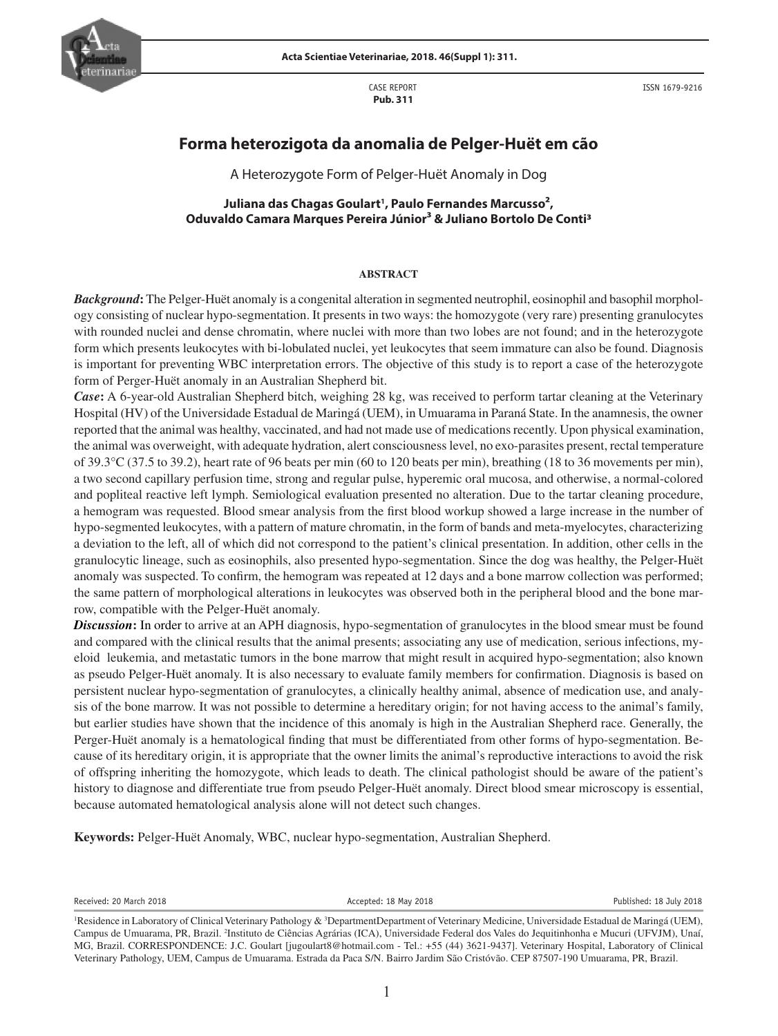CASE REPORT
**Pub. 311**

ISSN 1679-9216

# Forma heterozigota da anomalia de Pelger-Huët em cão

## A Heterozygote Form of Pelger-Huët Anomaly in Dog

**Juliana das Chagas Goulart[1], Paulo Fernandes Marcusso[2], Oduvaldo Camara Marques Pereira Júnior[3] & Juliano Bortolo De Conti[3]**

### ABSTRACT

***Background*:** The Pelger-Huët anomaly is a congenital alteration in segmented neutrophil, eosinophil and basophil morphology consisting of nuclear hypo-segmentation. It presents in two ways: the homozygote (very rare) presenting granulocytes with rounded nuclei and dense chromatin, where nuclei with more than two lobes are not found; and in the heterozygote form which presents leukocytes with bi-lobulated nuclei, yet leukocytes that seem immature can also be found. Diagnosis is important for preventing WBC interpretation errors. The objective of this study is to report a case of the heterozygote form of Perger-Huët anomaly in an Australian Shepherd bit.

***Case*:** A 6-year-old Australian Shepherd bitch, weighing 28 kg, was received to perform tartar cleaning at the Veterinary Hospital (HV) of the Universidade Estadual de Maringá (UEM), in Umuarama in Paraná State. In the anamnesis, the owner reported that the animal was healthy, vaccinated, and had not made use of medications recently. Upon physical examination, the animal was overweight, with adequate hydration, alert consciousness level, no exo-parasites present, rectal temperature of 39.3°C (37.5 to 39.2), heart rate of 96 beats per min (60 to 120 beats per min), breathing (18 to 36 movements per min), a two second capillary perfusion time, strong and regular pulse, hyperemic oral mucosa, and otherwise, a normal-colored and popliteal reactive left lymph. Semiological evaluation presented no alteration. Due to the tartar cleaning procedure, a hemogram was requested. Blood smear analysis from the first blood workup showed a large increase in the number of hypo-segmented leukocytes, with a pattern of mature chromatin, in the form of bands and meta-myelocytes, characterizing a deviation to the left, all of which did not correspond to the patient's clinical presentation. In addition, other cells in the granulocytic lineage, such as eosinophils, also presented hypo-segmentation. Since the dog was healthy, the Pelger-Huët anomaly was suspected. To confirm, the hemogram was repeated at 12 days and a bone marrow collection was performed; the same pattern of morphological alterations in leukocytes was observed both in the peripheral blood and the bone marrow, compatible with the Pelger-Huët anomaly.

***Discussion*:** In order to arrive at an APH diagnosis, hypo-segmentation of granulocytes in the blood smear must be found and compared with the clinical results that the animal presents; associating any use of medication, serious infections, myeloid leukemia, and metastatic tumors in the bone marrow that might result in acquired hypo-segmentation; also known as pseudo Pelger-Huët anomaly. It is also necessary to evaluate family members for confirmation. Diagnosis is based on persistent nuclear hypo-segmentation of granulocytes, a clinically healthy animal, absence of medication use, and analysis of the bone marrow. It was not possible to determine a hereditary origin; for not having access to the animal's family, but earlier studies have shown that the incidence of this anomaly is high in the Australian Shepherd race. Generally, the Perger-Huët anomaly is a hematological finding that must be differentiated from other forms of hypo-segmentation. Because of its hereditary origin, it is appropriate that the owner limits the animal's reproductive interactions to avoid the risk of offspring inheriting the homozygote, which leads to death. The clinical pathologist should be aware of the patient's history to diagnose and differentiate true from pseudo Pelger-Huët anomaly. Direct blood smear microscopy is essential, because automated hematological analysis alone will not detect such changes.

**Keywords:** Pelger-Huët Anomaly, WBC, nuclear hypo-segmentation, Australian Shepherd.

Received: 20 March 2018 | Accepted: 18 May 2018 | Published: 18 July 2018

[1]Residence in Laboratory of Clinical Veterinary Pathology & [3]DepartmentDepartment of Veterinary Medicine, Universidade Estadual de Maringá (UEM), Campus de Umuarama, PR, Brazil. [2]Instituto de Ciências Agrárias (ICA), Universidade Federal dos Vales do Jequitinhonha e Mucuri (UFVJM), Unaí, MG, Brazil. CORRESPONDENCE: J.C. Goulart [jugoulart8@hotmail.com - Tel.: +55 (44) 3621-9437]. Veterinary Hospital, Laboratory of Clinical Veterinary Pathology, UEM, Campus de Umuarama. Estrada da Paca S/N. Bairro Jardim São Cristóvão. CEP 87507-190 Umuarama, PR, Brazil.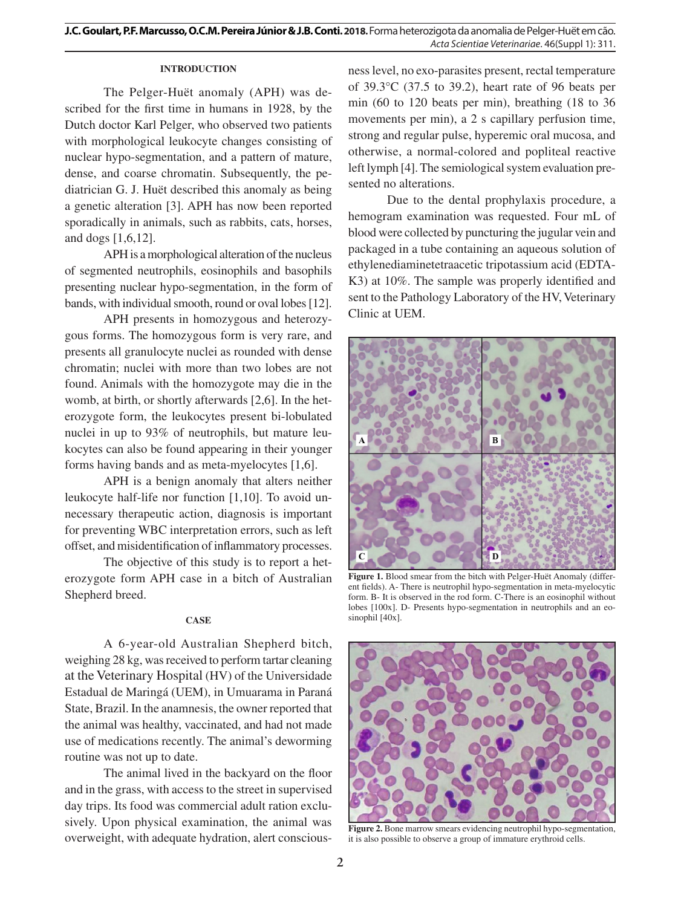### INTRODUCTION

The Pelger-Huët anomaly (APH) was described for the first time in humans in 1928, by the Dutch doctor Karl Pelger, who observed two patients with morphological leukocyte changes consisting of nuclear hypo-segmentation, and a pattern of mature, dense, and coarse chromatin. Subsequently, the pediatrician G. J. Huët described this anomaly as being a genetic alteration [3]. APH has now been reported sporadically in animals, such as rabbits, cats, horses, and dogs [1,6,12].

APH is a morphological alteration of the nucleus of segmented neutrophils, eosinophils and basophils presenting nuclear hypo-segmentation, in the form of bands, with individual smooth, round or oval lobes [12].

APH presents in homozygous and heterozygous forms. The homozygous form is very rare, and presents all granulocyte nuclei as rounded with dense chromatin; nuclei with more than two lobes are not found. Animals with the homozygote may die in the womb, at birth, or shortly afterwards [2,6]. In the heterozygote form, the leukocytes present bi-lobulated nuclei in up to 93% of neutrophils, but mature leukocytes can also be found appearing in their younger forms having bands and as meta-myelocytes [1,6].

APH is a benign anomaly that alters neither leukocyte half-life nor function [1,10]. To avoid unnecessary therapeutic action, diagnosis is important for preventing WBC interpretation errors, such as left offset, and misidentification of inflammatory processes.

The objective of this study is to report a heterozygote form APH case in a bitch of Australian Shepherd breed.

### CASE

A 6-year-old Australian Shepherd bitch, weighing 28 kg, was received to perform tartar cleaning at the Veterinary Hospital (HV) of the Universidade Estadual de Maringá (UEM), in Umuarama in Paraná State, Brazil. In the anamnesis, the owner reported that the animal was healthy, vaccinated, and had not made use of medications recently. The animal's deworming routine was not up to date.

The animal lived in the backyard on the floor and in the grass, with access to the street in supervised day trips. Its food was commercial adult ration exclusively. Upon physical examination, the animal was overweight, with adequate hydration, alert consciousness level, no exo-parasites present, rectal temperature of 39.3°C (37.5 to 39.2), heart rate of 96 beats per min (60 to 120 beats per min), breathing (18 to 36 movements per min), a 2 s capillary perfusion time, strong and regular pulse, hyperemic oral mucosa, and otherwise, a normal-colored and popliteal reactive left lymph [4]. The semiological system evaluation presented no alterations.

Due to the dental prophylaxis procedure, a hemogram examination was requested. Four mL of blood were collected by puncturing the jugular vein and packaged in a tube containing an aqueous solution of ethylenediaminetetraacetic tripotassium acid (EDTA-K3) at 10%. The sample was properly identified and sent to the Pathology Laboratory of the HV, Veterinary Clinic at UEM.

**Figure 1.** Blood smear from the bitch with Pelger-Huët Anomaly (different fields). A- There is neutrophil hypo-segmentation in meta-myelocytic form. B- It is observed in the rod form. C-There is an eosinophil without lobes [100x]. D- Presents hypo-segmentation in neutrophils and an eosinophil [40x].

**Figure 2.** Bone marrow smears evidencing neutrophil hypo-segmentation, it is also possible to observe a group of immature erythroid cells.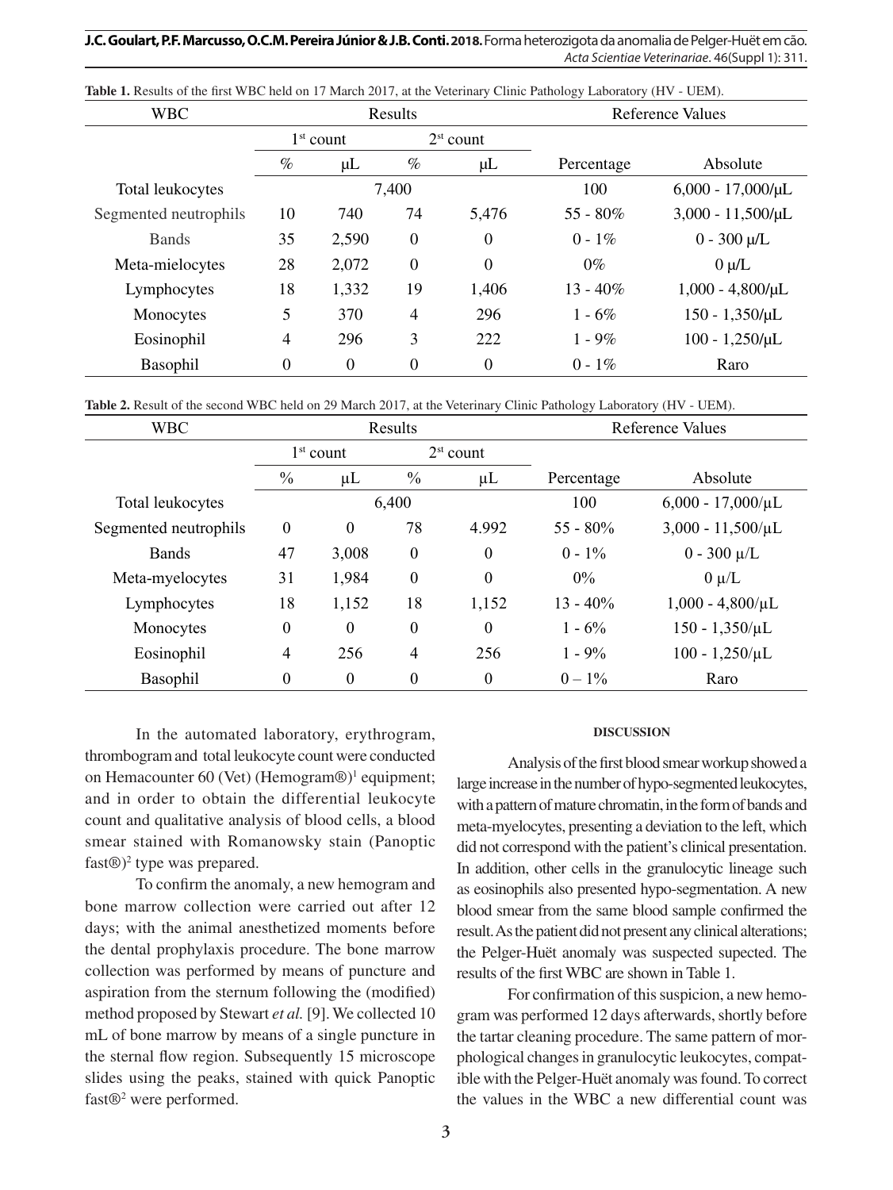**Table 1.** Results of the first WBC held on 17 March 2017, at the Veterinary Clinic Pathology Laboratory (HV - UEM).

| WBC | Results | | | | Reference Values | |
|---|---|---|---|---|---|---|
| | 1st count | | 2st count | | | |
| | % | μL | % | μL | Percentage | Absolute |
| Total leukocytes | | 7,400 | | | 100 | 6,000 - 17,000/μL |
| Segmented neutrophils | 10 | 740 | 74 | 5,476 | 55 - 80% | 3,000 - 11,500/μL |
| Bands | 35 | 2,590 | 0 | 0 | 0 - 1% | 0 - 300 μ/L |
| Meta-mielocytes | 28 | 2,072 | 0 | 0 | 0% | 0 μ/L |
| Lymphocytes | 18 | 1,332 | 19 | 1,406 | 13 - 40% | 1,000 - 4,800/μL |
| Monocytes | 5 | 370 | 4 | 296 | 1 - 6% | 150 - 1,350/μL |
| Eosinophil | 4 | 296 | 3 | 222 | 1 - 9% | 100 - 1,250/μL |
| Basophil | 0 | 0 | 0 | 0 | 0 - 1% | Raro |

**Table 2.** Result of the second WBC held on 29 March 2017, at the Veterinary Clinic Pathology Laboratory (HV - UEM).

| WBC | Results | | | | Reference Values | |
|---|---|---|---|---|---|---|
| | 1st count | | 2st count | | | |
| | % | μL | % | μL | Percentage | Absolute |
| Total leukocytes | | 6,400 | | | 100 | 6,000 - 17,000/μL |
| Segmented neutrophils | 0 | 0 | 78 | 4.992 | 55 - 80% | 3,000 - 11,500/μL |
| Bands | 47 | 3,008 | 0 | 0 | 0 - 1% | 0 - 300 μ/L |
| Meta-myelocytes | 31 | 1,984 | 0 | 0 | 0% | 0 μ/L |
| Lymphocytes | 18 | 1,152 | 18 | 1,152 | 13 - 40% | 1,000 - 4,800/μL |
| Monocytes | 0 | 0 | 0 | 0 | 1 - 6% | 150 - 1,350/μL |
| Eosinophil | 4 | 256 | 4 | 256 | 1 - 9% | 100 - 1,250/μL |
| Basophil | 0 | 0 | 0 | 0 | 0 – 1% | Raro |

In the automated laboratory, erythrogram, thrombogram and total leukocyte count were conducted on Hemacounter 60 (Vet) (Hemogram®)[1] equipment; and in order to obtain the differential leukocyte count and qualitative analysis of blood cells, a blood smear stained with Romanowsky stain (Panoptic fast®)[2] type was prepared.

To confirm the anomaly, a new hemogram and bone marrow collection were carried out after 12 days; with the animal anesthetized moments before the dental prophylaxis procedure. The bone marrow collection was performed by means of puncture and aspiration from the sternum following the (modified) method proposed by Stewart *et al.* [9]. We collected 10 mL of bone marrow by means of a single puncture in the sternal flow region. Subsequently 15 microscope slides using the peaks, stained with quick Panoptic fast®[2] were performed.

## DISCUSSION

Analysis of the first blood smear workup showed a large increase in the number of hypo-segmented leukocytes, with a pattern of mature chromatin, in the form of bands and meta-myelocytes, presenting a deviation to the left, which did not correspond with the patient's clinical presentation. In addition, other cells in the granulocytic lineage such as eosinophils also presented hypo-segmentation. A new blood smear from the same blood sample confirmed the result. As the patient did not present any clinical alterations; the Pelger-Huët anomaly was suspected supected. The results of the first WBC are shown in Table 1.

For confirmation of this suspicion, a new hemogram was performed 12 days afterwards, shortly before the tartar cleaning procedure. The same pattern of morphological changes in granulocytic leukocytes, compatible with the Pelger-Huët anomaly was found. To correct the values in the WBC a new differential count was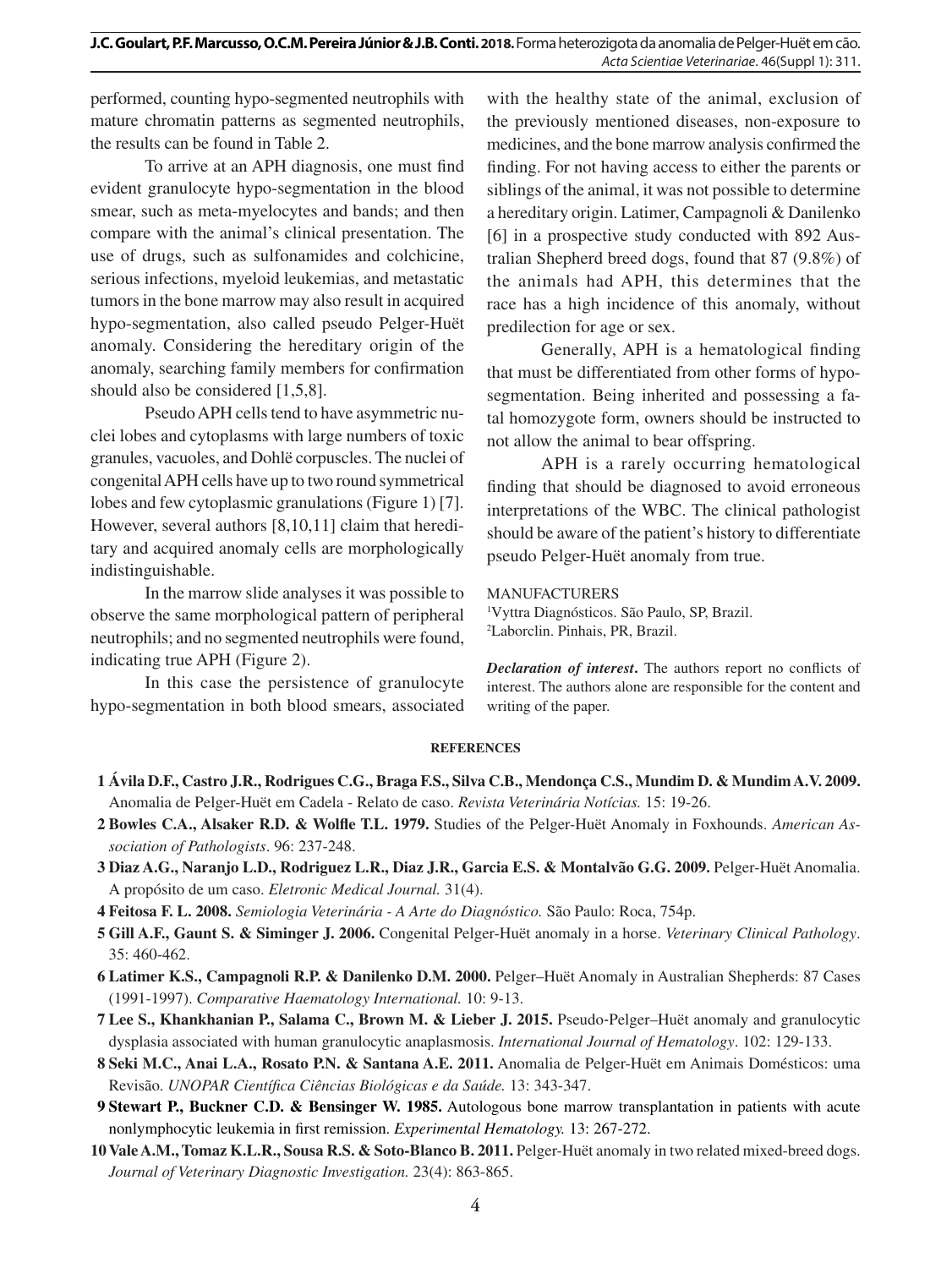performed, counting hypo-segmented neutrophils with mature chromatin patterns as segmented neutrophils, the results can be found in Table 2.

To arrive at an APH diagnosis, one must find evident granulocyte hypo-segmentation in the blood smear, such as meta-myelocytes and bands; and then compare with the animal's clinical presentation. The use of drugs, such as sulfonamides and colchicine, serious infections, myeloid leukemias, and metastatic tumors in the bone marrow may also result in acquired hypo-segmentation, also called pseudo Pelger-Huët anomaly. Considering the hereditary origin of the anomaly, searching family members for confirmation should also be considered [1,5,8].

Pseudo APH cells tend to have asymmetric nuclei lobes and cytoplasms with large numbers of toxic granules, vacuoles, and Dohlë corpuscles. The nuclei of congenital APH cells have up to two round symmetrical lobes and few cytoplasmic granulations (Figure 1) [7]. However, several authors [8,10,11] claim that hereditary and acquired anomaly cells are morphologically indistinguishable.

In the marrow slide analyses it was possible to observe the same morphological pattern of peripheral neutrophils; and no segmented neutrophils were found, indicating true APH (Figure 2).

In this case the persistence of granulocyte hypo-segmentation in both blood smears, associated with the healthy state of the animal, exclusion of the previously mentioned diseases, non-exposure to medicines, and the bone marrow analysis confirmed the finding. For not having access to either the parents or siblings of the animal, it was not possible to determine a hereditary origin. Latimer, Campagnoli & Danilenko [6] in a prospective study conducted with 892 Australian Shepherd breed dogs, found that 87 (9.8%) of the animals had APH, this determines that the race has a high incidence of this anomaly, without predilection for age or sex.

Generally, APH is a hematological finding that must be differentiated from other forms of hypo-segmentation. Being inherited and possessing a fatal homozygote form, owners should be instructed to not allow the animal to bear offspring.

APH is a rarely occurring hematological finding that should be diagnosed to avoid erroneous interpretations of the WBC. The clinical pathologist should be aware of the patient's history to differentiate pseudo Pelger-Huët anomaly from true.

MANUFACTURERS

[1]Vyttra Diagnósticos. São Paulo, SP, Brazil.

[2]Laborclin. Pinhais, PR, Brazil.

***Declaration of interest*.** The authors report no conflicts of interest. The authors alone are responsible for the content and writing of the paper.

## REFERENCES

1 **Ávila D.F., Castro J.R., Rodrigues C.G., Braga F.S., Silva C.B., Mendonça C.S., Mundim D. & Mundim A.V. 2009.** Anomalia de Pelger-Huët em Cadela - Relato de caso. *Revista Veterinária Notícias.* 15: 19-26.

2 **Bowles C.A., Alsaker R.D. & Wolfle T.L. 1979.** Studies of the Pelger-Huët Anomaly in Foxhounds. *American Association of Pathologists*. 96: 237-248.

3 **Diaz A.G., Naranjo L.D., Rodriguez L.R., Diaz J.R., Garcia E.S. & Montalvão G.G. 2009.** Pelger-Huët Anomalia. A propósito de um caso. *Eletronic Medical Journal.* 31(4).

4 **Feitosa F. L. 2008.** *Semiologia Veterinária - A Arte do Diagnóstico.* São Paulo: Roca, 754p.

5 **Gill A.F., Gaunt S. & Siminger J. 2006.** Congenital Pelger-Huët anomaly in a horse. *Veterinary Clinical Pathology*. 35: 460-462.

6 **Latimer K.S., Campagnoli R.P. & Danilenko D.M. 2000.** Pelger–Huët Anomaly in Australian Shepherds: 87 Cases (1991-1997). *Comparative Haematology International.* 10: 9-13.

7 **Lee S., Khankhanian P., Salama C., Brown M. & Lieber J. 2015.** Pseudo-Pelger–Huët anomaly and granulocytic dysplasia associated with human granulocytic anaplasmosis. *International Journal of Hematology*. 102: 129-133.

8 **Seki M.C., Anai L.A., Rosato P.N. & Santana A.E. 2011.** Anomalia de Pelger-Huët em Animais Domésticos: uma Revisão. *UNOPAR Científica Ciências Biológicas e da Saúde.* 13: 343-347.

9 **Stewart P., Buckner C.D. & Bensinger W. 1985.** Autologous bone marrow transplantation in patients with acute nonlymphocytic leukemia in first remission. *Experimental Hematology.* 13: 267-272.

10 **Vale A.M., Tomaz K.L.R., Sousa R.S. & Soto-Blanco B. 2011.** Pelger-Huët anomaly in two related mixed-breed dogs. *Journal of Veterinary Diagnostic Investigation.* 23(4): 863-865.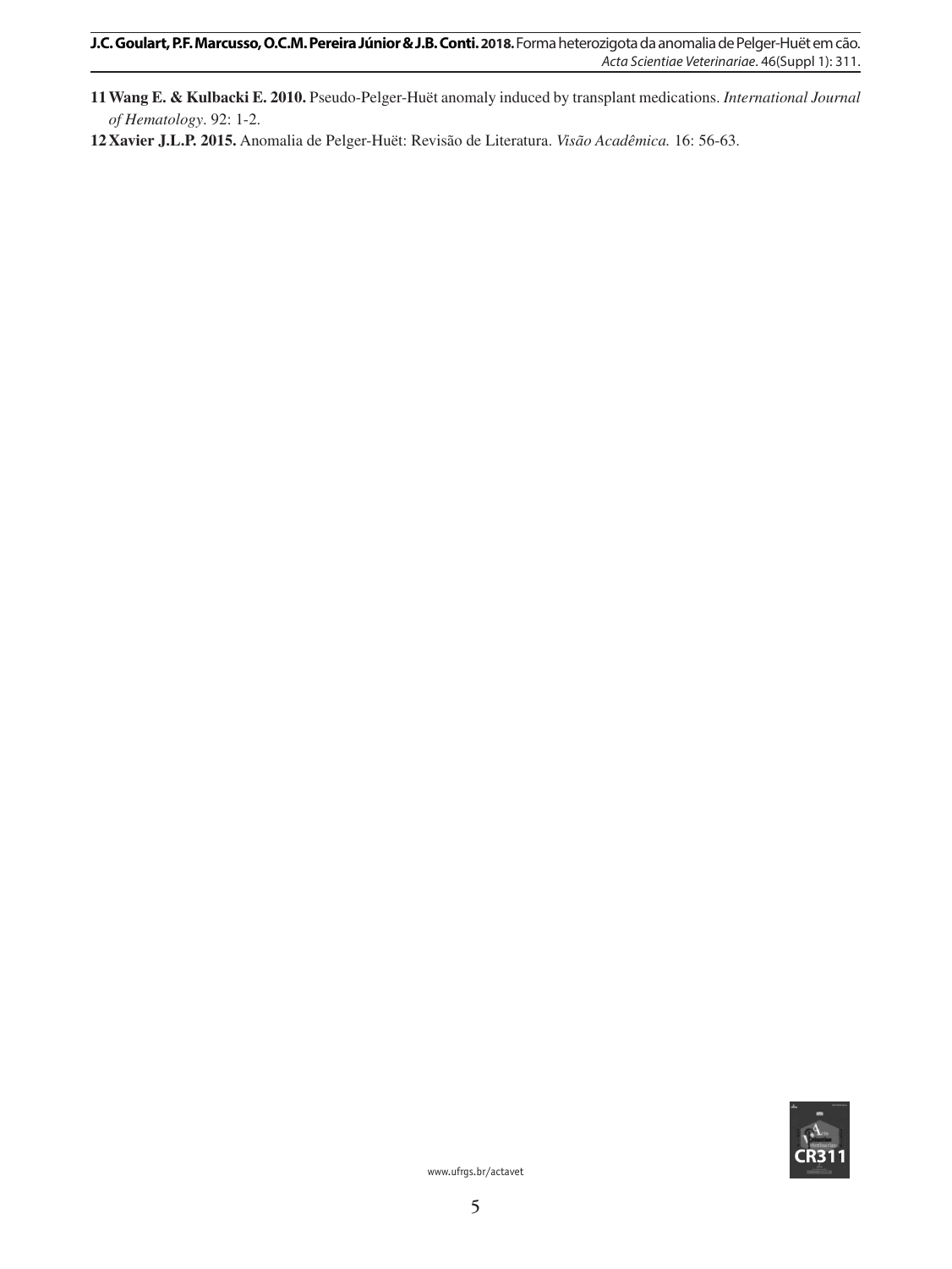11 **Wang E. & Kulbacki E. 2010.** Pseudo-Pelger-Huët anomaly induced by transplant medications. *International Journal of Hematology*. 92: 1-2.

12 **Xavier J.L.P. 2015.** Anomalia de Pelger-Huët: Revisão de Literatura. *Visão Acadêmica.* 16: 56-63.